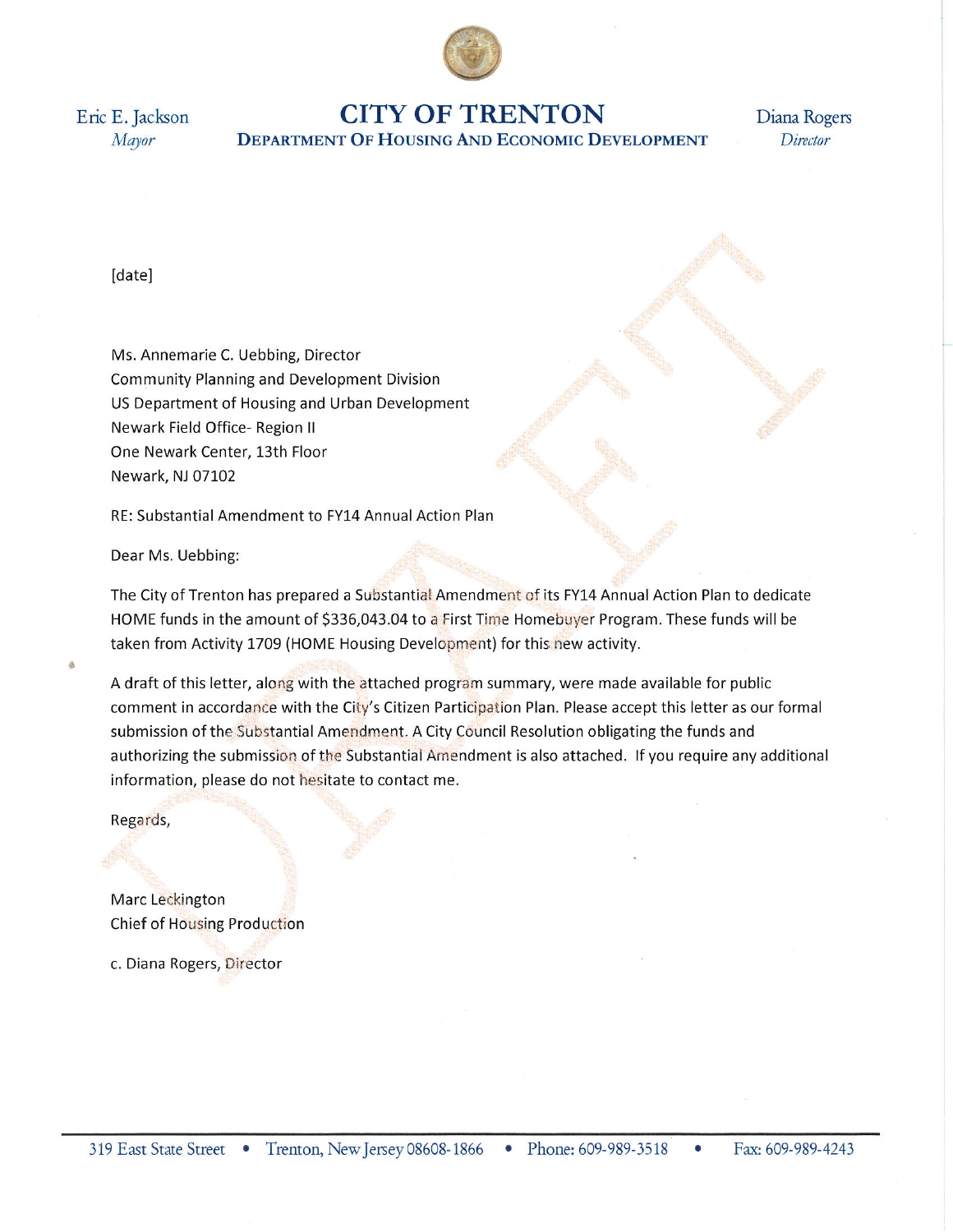Eric E. Jackson
*Mayor*

# CITY OF TRENTON
## DEPARTMENT OF HOUSING AND ECONOMIC DEVELOPMENT

Diana Rogers
*Director*

[date]

Ms. Annemarie C. Uebbing, Director
Community Planning and Development Division
US Department of Housing and Urban Development
Newark Field Office- Region II
One Newark Center, 13th Floor
Newark, NJ 07102

RE: Substantial Amendment to FY14 Annual Action Plan

Dear Ms. Uebbing:

The City of Trenton has prepared a Substantial Amendment of its FY14 Annual Action Plan to dedicate HOME funds in the amount of $336,043.04 to a First Time Homebuyer Program. These funds will be taken from Activity 1709 (HOME Housing Development) for this new activity.

A draft of this letter, along with the attached program summary, were made available for public comment in accordance with the City's Citizen Participation Plan. Please accept this letter as our formal submission of the Substantial Amendment. A City Council Resolution obligating the funds and authorizing the submission of the Substantial Amendment is also attached. If you require any additional information, please do not hesitate to contact me.

Regards,

Marc Leckington
Chief of Housing Production

c. Diana Rogers, Director

319 East State Street • Trenton, New Jersey 08608-1866 • Phone: 609-989-3518 • Fax: 609-989-4243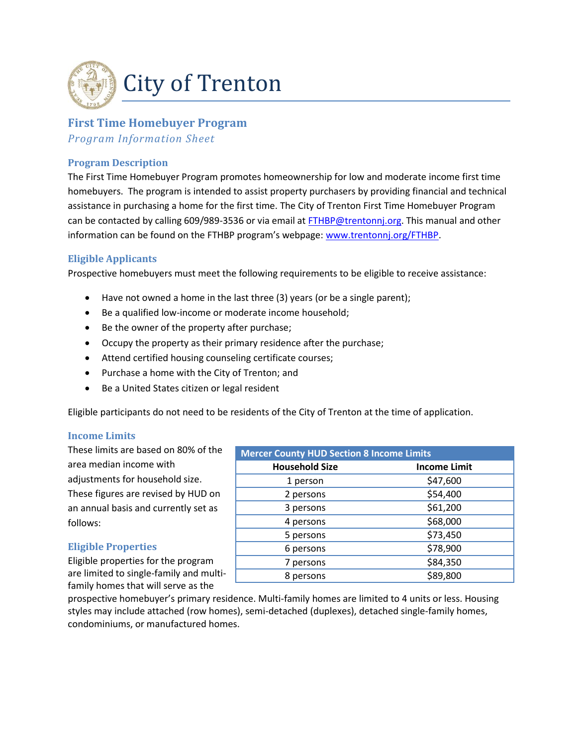# City of Trenton

## First Time Homebuyer Program

*Program Information Sheet*

### Program Description

The First Time Homebuyer Program promotes homeownership for low and moderate income first time homebuyers. The program is intended to assist property purchasers by providing financial and technical assistance in purchasing a home for the first time. The City of Trenton First Time Homebuyer Program can be contacted by calling 609/989-3536 or via email at [FTHBP@trentonnj.org](mailto:FTHBP@trentonnj.org). This manual and other information can be found on the FTHBP program's webpage: [www.trentonnj.org/FTHBP](http://www.trentonnj.org/FTHBP).

### Eligible Applicants

Prospective homebuyers must meet the following requirements to be eligible to receive assistance:

- Have not owned a home in the last three (3) years (or be a single parent);
- Be a qualified low-income or moderate income household;
- Be the owner of the property after purchase;
- Occupy the property as their primary residence after the purchase;
- Attend certified housing counseling certificate courses;
- Purchase a home with the City of Trenton; and
- Be a United States citizen or legal resident

Eligible participants do not need to be residents of the City of Trenton at the time of application.

### Income Limits

These limits are based on 80% of the area median income with adjustments for household size. These figures are revised by HUD on an annual basis and currently set as follows:

| Mercer County HUD Section 8 Income Limits | |
|---|---|
| **Household Size** | **Income Limit** |
| 1 person | $47,600 |
| 2 persons | $54,400 |
| 3 persons | $61,200 |
| 4 persons | $68,000 |
| 5 persons | $73,450 |
| 6 persons | $78,900 |
| 7 persons | $84,350 |
| 8 persons | $89,800 |

### Eligible Properties

Eligible properties for the program are limited to single-family and multi-family homes that will serve as the prospective homebuyer's primary residence. Multi-family homes are limited to 4 units or less. Housing styles may include attached (row homes), semi-detached (duplexes), detached single-family homes, condominiums, or manufactured homes.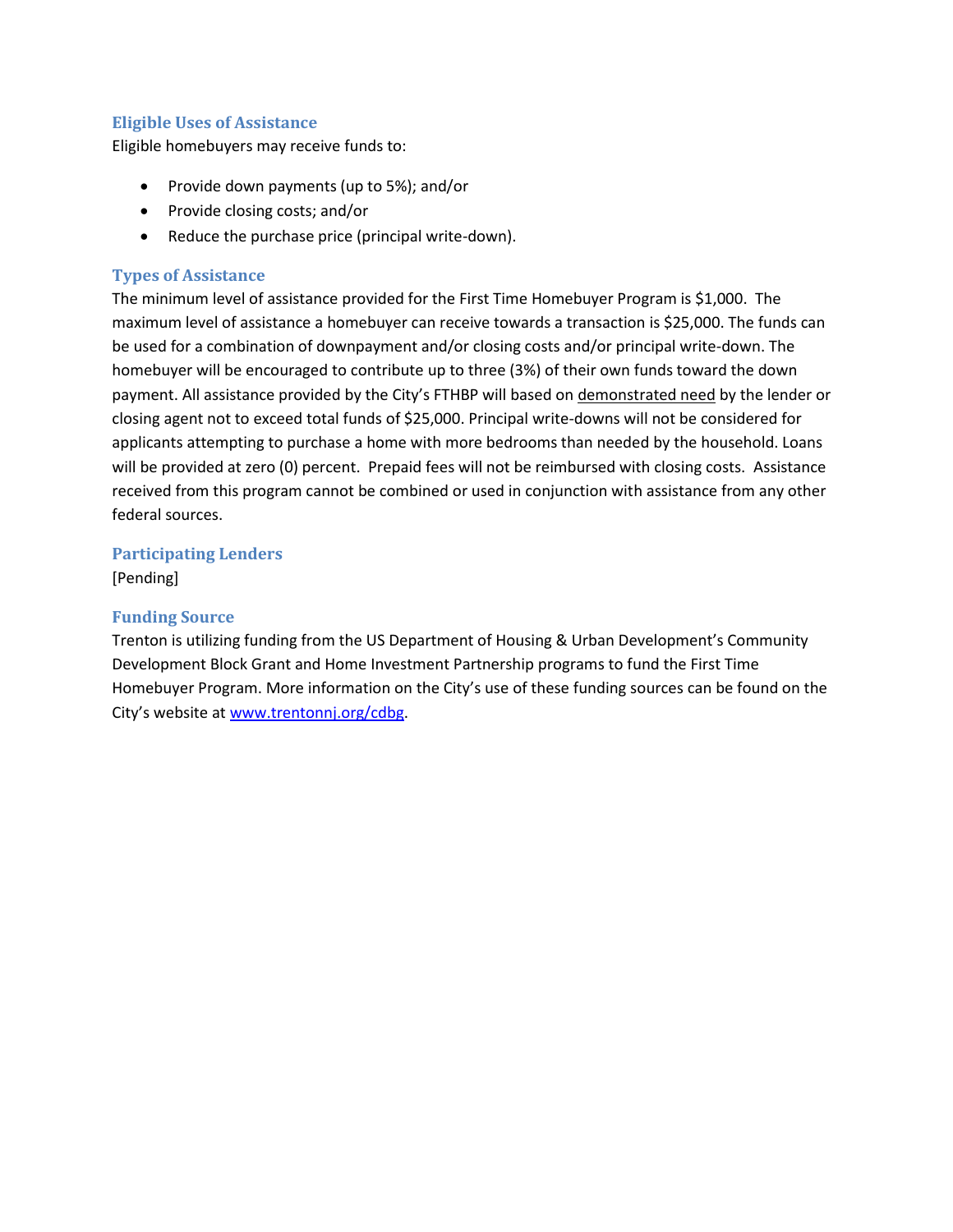## Eligible Uses of Assistance

Eligible homebuyers may receive funds to:

- Provide down payments (up to 5%); and/or
- Provide closing costs; and/or
- Reduce the purchase price (principal write-down).

## Types of Assistance

The minimum level of assistance provided for the First Time Homebuyer Program is $1,000. The maximum level of assistance a homebuyer can receive towards a transaction is $25,000. The funds can be used for a combination of downpayment and/or closing costs and/or principal write-down. The homebuyer will be encouraged to contribute up to three (3%) of their own funds toward the down payment. All assistance provided by the City's FTHBP will based on demonstrated need by the lender or closing agent not to exceed total funds of $25,000. Principal write-downs will not be considered for applicants attempting to purchase a home with more bedrooms than needed by the household. Loans will be provided at zero (0) percent. Prepaid fees will not be reimbursed with closing costs. Assistance received from this program cannot be combined or used in conjunction with assistance from any other federal sources.

## Participating Lenders

[Pending]

## Funding Source

Trenton is utilizing funding from the US Department of Housing & Urban Development's Community Development Block Grant and Home Investment Partnership programs to fund the First Time Homebuyer Program. More information on the City's use of these funding sources can be found on the City's website at [www.trentonnj.org/cdbg](http://www.trentonnj.org/cdbg).